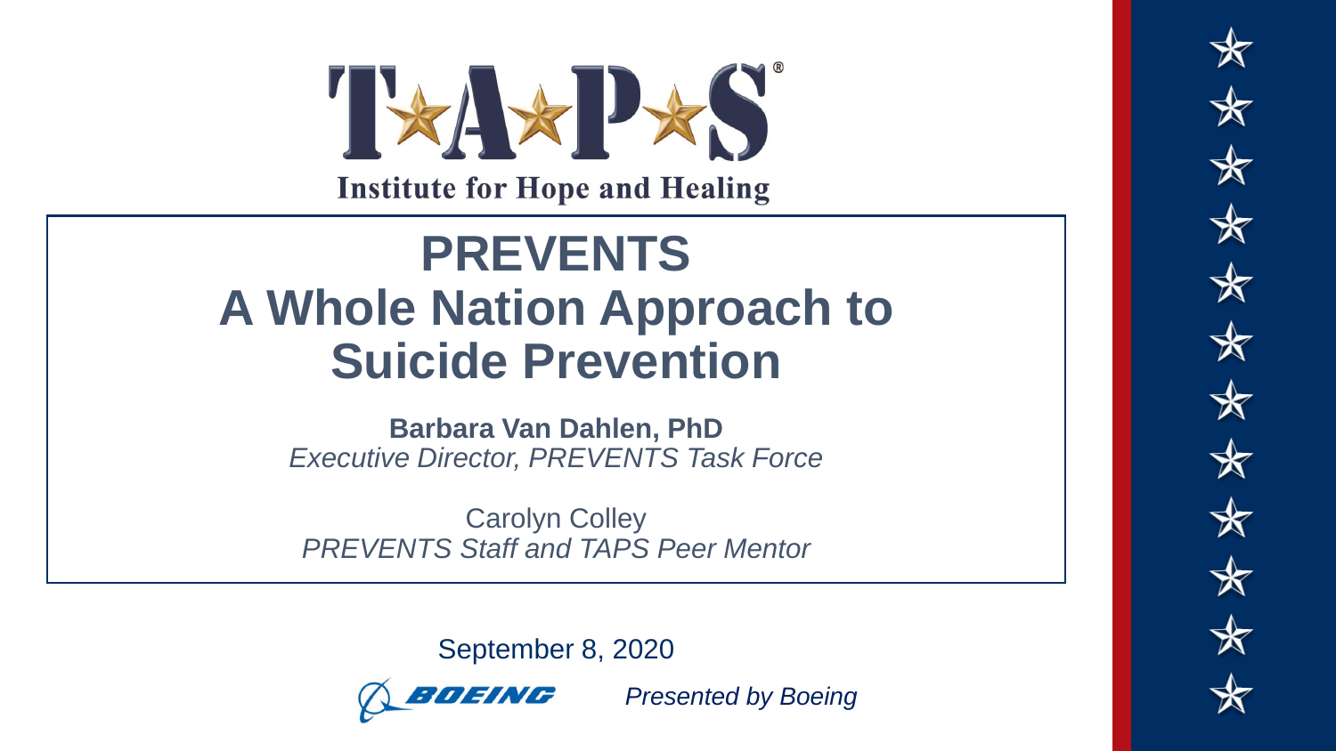T★A★P★S®

Institute for Hope and Healing

# PREVENTS
# A Whole Nation Approach to Suicide Prevention

**Barbara Van Dahlen, PhD**
*Executive Director, PREVENTS Task Force*

Carolyn Colley
*PREVENTS Staff and TAPS Peer Mentor*

September 8, 2020

BOEING *Presented by Boeing*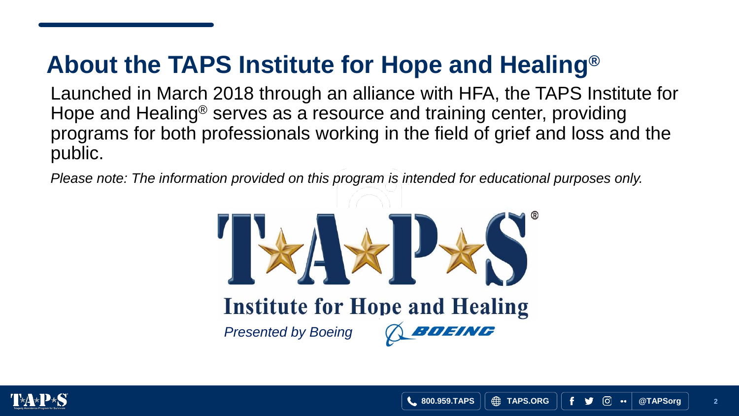# About the TAPS Institute for Hope and Healing®

Launched in March 2018 through an alliance with HFA, the TAPS Institute for Hope and Healing® serves as a resource and training center, providing programs for both professionals working in the field of grief and loss and the public.

*Please note: The information provided on this program is intended for educational purposes only.*

T★A★P★S®

Institute for Hope and Healing

*Presented by Boeing* BOEING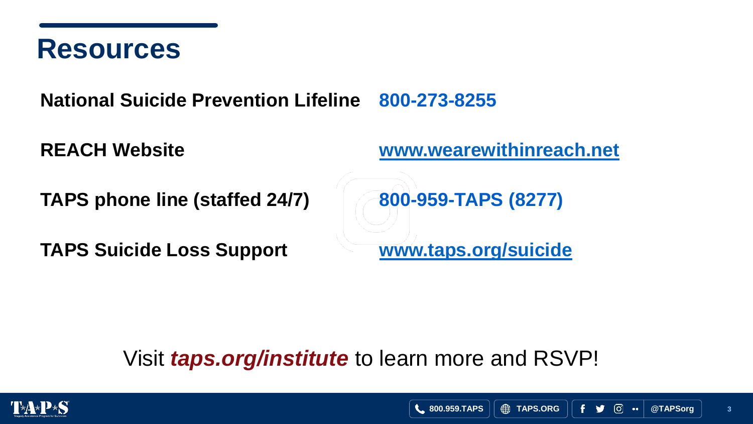# Resources

| | |
|---|---|
| **National Suicide Prevention Lifeline** | **800-273-8255** |
| **REACH Website** | **www.wearewithinreach.net** |
| **TAPS phone line (staffed 24/7)** | **800-959-TAPS (8277)** |
| **TAPS Suicide Loss Support** | **www.taps.org/suicide** |

Visit ***taps.org/institute*** to learn more and RSVP!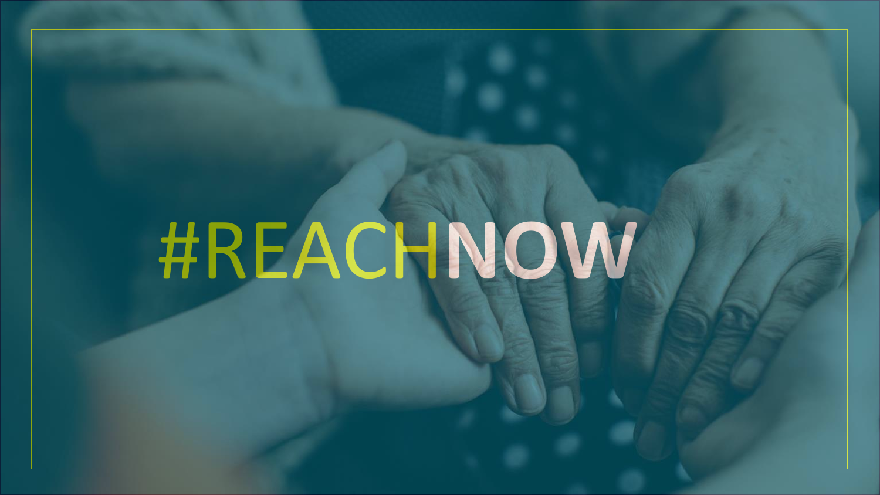#REACHNOW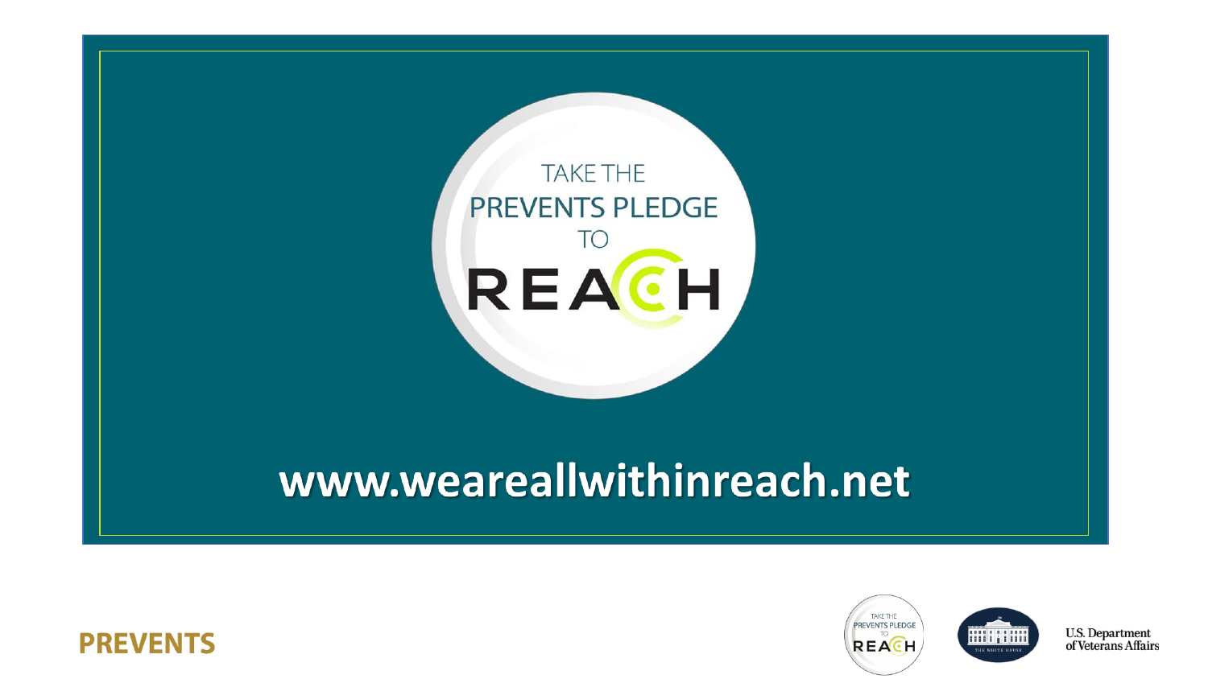TAKE THE
PREVENTS PLEDGE
TO
REACH

**www.weareallwithinreach.net**

**PREVENTS**

U.S. Department of Veterans Affairs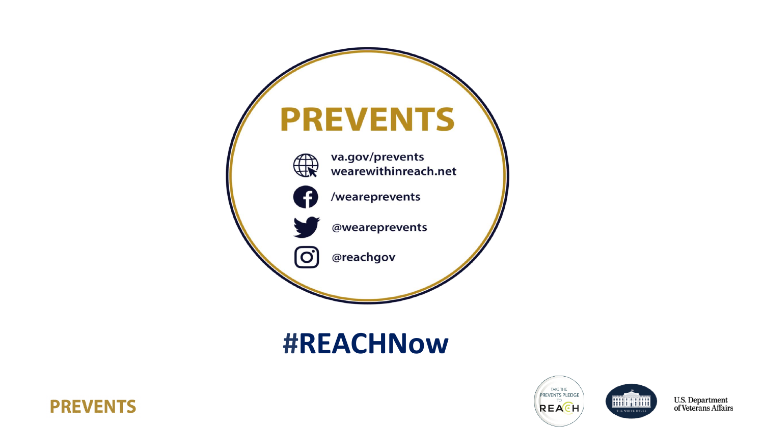# PREVENTS

va.gov/prevents
wearewithinreach.net

/weareprevents

@weareprevents

@reachgov

## #REACHNow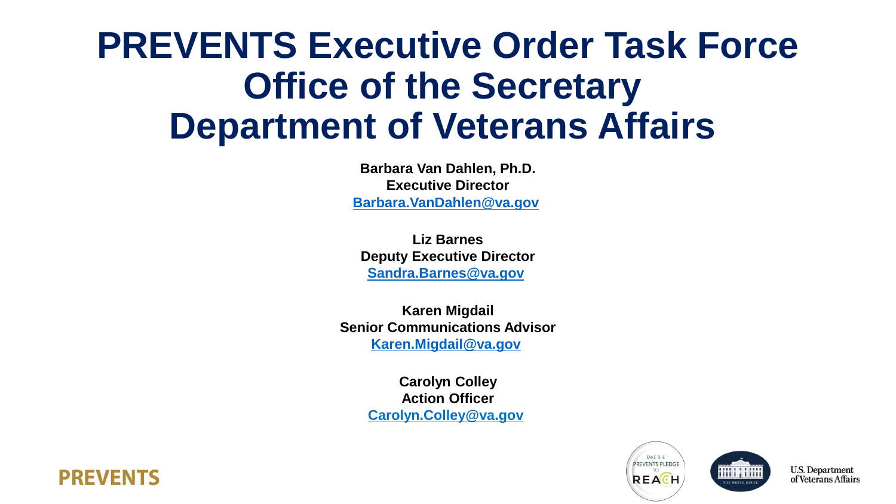# PREVENTS Executive Order Task Force
# Office of the Secretary
# Department of Veterans Affairs

**Barbara Van Dahlen, Ph.D.**
**Executive Director**
**[Barbara.VanDahlen@va.gov](mailto:Barbara.VanDahlen@va.gov)**

**Liz Barnes**
**Deputy Executive Director**
**[Sandra.Barnes@va.gov](mailto:Sandra.Barnes@va.gov)**

**Karen Migdail**
**Senior Communications Advisor**
**[Karen.Migdail@va.gov](mailto:Karen.Migdail@va.gov)**

**Carolyn Colley**
**Action Officer**
**[Carolyn.Colley@va.gov](mailto:Carolyn.Colley@va.gov)**

PREVENTS

TAKE THE PREVENTS PLEDGE TO REACH

U.S. Department of Veterans Affairs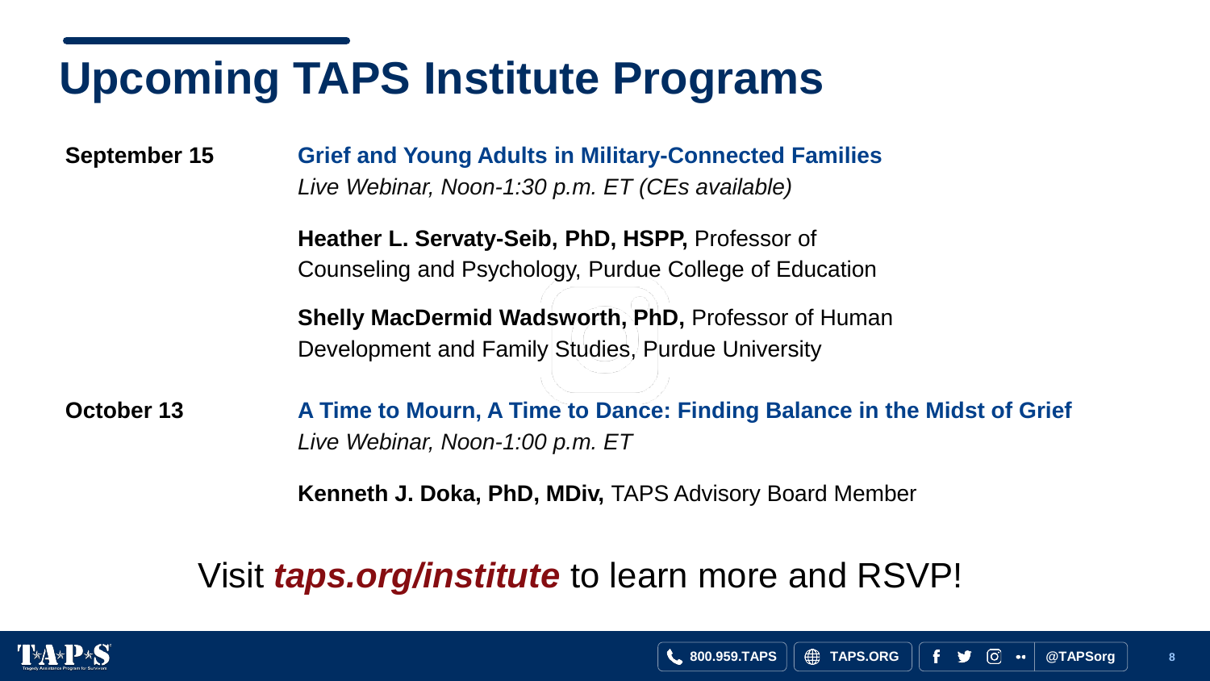# Upcoming TAPS Institute Programs

**September 15**

**Grief and Young Adults in Military-Connected Families**
*Live Webinar, Noon-1:30 p.m. ET (CEs available)*

**Heather L. Servaty-Seib, PhD, HSPP,** Professor of Counseling and Psychology, Purdue College of Education

**Shelly MacDermid Wadsworth, PhD,** Professor of Human Development and Family Studies, Purdue University

**October 13**

**A Time to Mourn, A Time to Dance: Finding Balance in the Midst of Grief**
*Live Webinar, Noon-1:00 p.m. ET*

**Kenneth J. Doka, PhD, MDiv,** TAPS Advisory Board Member

Visit ***taps.org/institute*** to learn more and RSVP!

800.959.TAPS | TAPS.ORG | @TAPSorg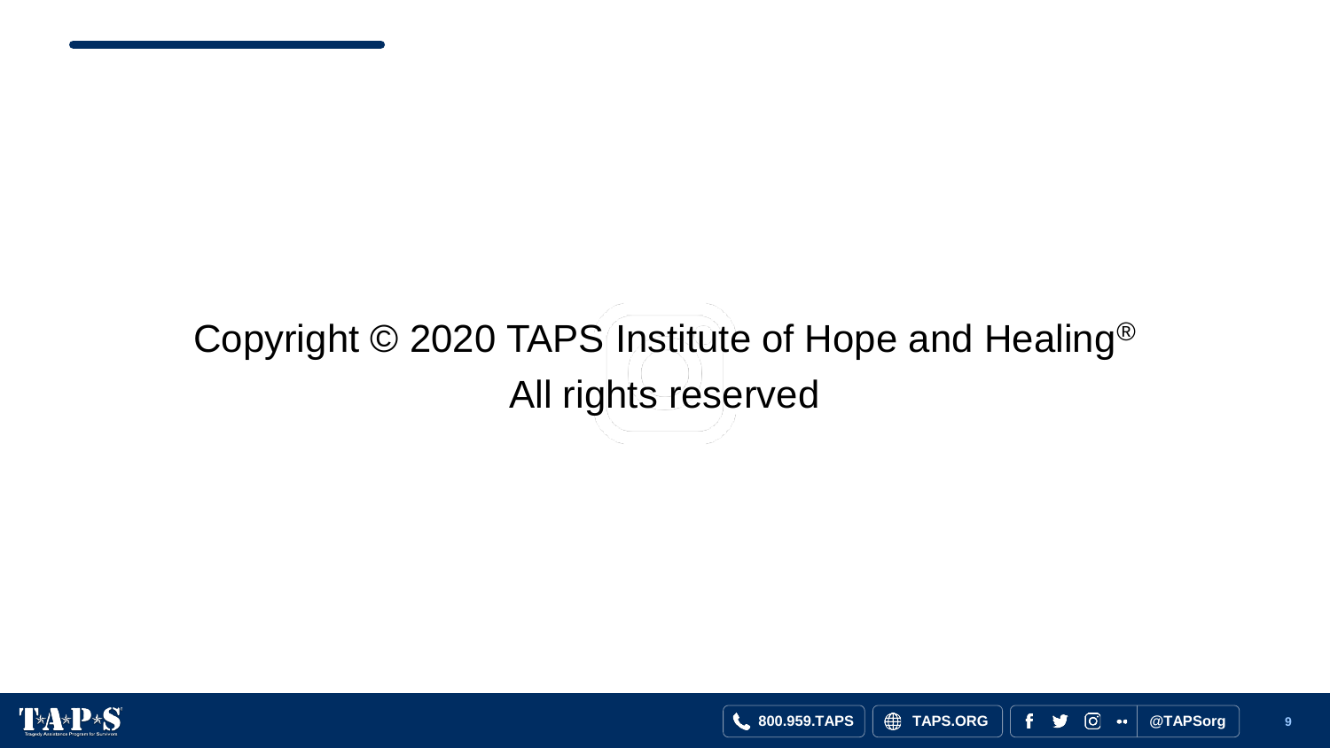Copyright © 2020 TAPS Institute of Hope and Healing®

All rights reserved